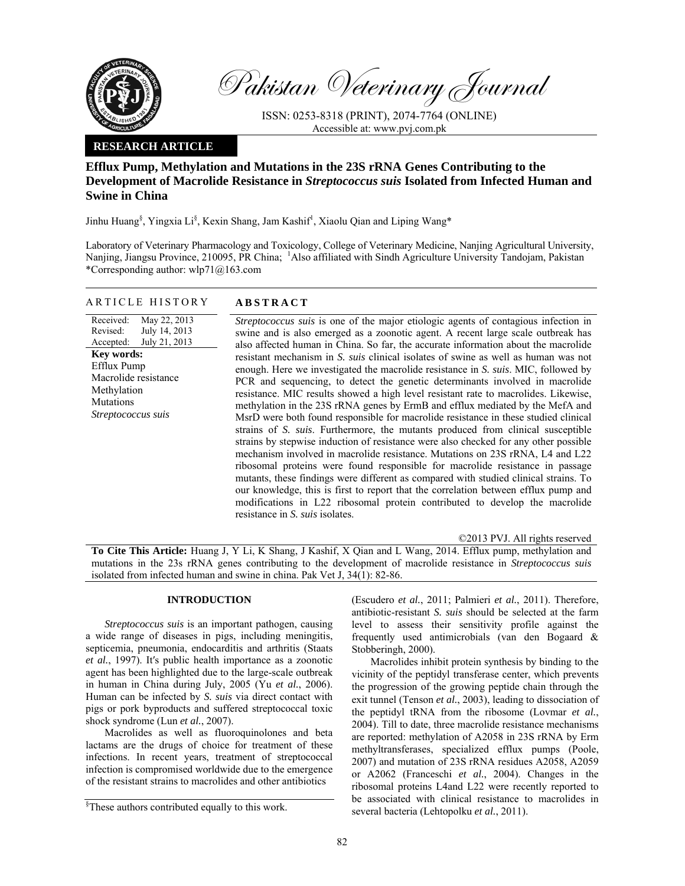Pakistan Veterinary Journal

ISSN: 0253-8318 (PRINT), 2074-7764 (ONLINE)
Accessible at: www.pvj.com.pk

**RESEARCH ARTICLE**

# Efflux Pump, Methylation and Mutations in the 23S rRNA Genes Contributing to the Development of Macrolide Resistance in *Streptococcus suis* Isolated from Infected Human and Swine in China

Jinhu Huang[§], Yingxia Li[§], Kexin Shang, Jam Kashif[1], Xiaolu Qian and Liping Wang*

Laboratory of Veterinary Pharmacology and Toxicology, College of Veterinary Medicine, Nanjing Agricultural University, Nanjing, Jiangsu Province, 210095, PR China; [1]Also affiliated with Sindh Agriculture University Tandojam, Pakistan
*Corresponding author: wlp71@163.com

**ARTICLE HISTORY**

Received: May 22, 2013
Revised: July 14, 2013
Accepted: July 21, 2013

**Key words:**
Efflux Pump
Macrolide resistance
Methylation
Mutations
*Streptococcus suis*

**ABSTRACT**

*Streptococcus suis* is one of the major etiologic agents of contagious infection in swine and is also emerged as a zoonotic agent. A recent large scale outbreak has also affected human in China. So far, the accurate information about the macrolide resistant mechanism in *S. suis* clinical isolates of swine as well as human was not enough. Here we investigated the macrolide resistance in *S. suis*. MIC, followed by PCR and sequencing, to detect the genetic determinants involved in macrolide resistance. MIC results showed a high level resistant rate to macrolides. Likewise, methylation in the 23S rRNA genes by ErmB and efflux mediated by the MefA and MsrD were both found responsible for macrolide resistance in these studied clinical strains of *S. suis*. Furthermore, the mutants produced from clinical susceptible strains by stepwise induction of resistance were also checked for any other possible mechanism involved in macrolide resistance. Mutations on 23S rRNA, L4 and L22 ribosomal proteins were found responsible for macrolide resistance in passage mutants, these findings were different as compared with studied clinical strains. To our knowledge, this is first to report that the correlation between efflux pump and modifications in L22 ribosomal protein contributed to develop the macrolide resistance in *S. suis* isolates.

©2013 PVJ. All rights reserved

**To Cite This Article:** Huang J, Y Li, K Shang, J Kashif, X Qian and L Wang, 2014. Efflux pump, methylation and mutations in the 23s rRNA genes contributing to the development of macrolide resistance in *Streptococcus suis* isolated from infected human and swine in china. Pak Vet J, 34(1): 82-86.

## INTRODUCTION

*Streptococcus suis* is an important pathogen, causing a wide range of diseases in pigs, including meningitis, septicemia, pneumonia, endocarditis and arthritis (Staats *et al.*, 1997). It′s public health importance as a zoonotic agent has been highlighted due to the large-scale outbreak in human in China during July, 2005 (Yu *et al.*, 2006). Human can be infected by *S. suis* via direct contact with pigs or pork byproducts and suffered streptococcal toxic shock syndrome (Lun *et al.*, 2007).

Macrolides as well as fluoroquinolones and beta lactams are the drugs of choice for treatment of these infections. In recent years, treatment of streptococcal infection is compromised worldwide due to the emergence of the resistant strains to macrolides and other antibiotics (Escudero *et al.*, 2011; Palmieri *et al.*, 2011). Therefore, antibiotic-resistant *S. suis* should be selected at the farm level to assess their sensitivity profile against the frequently used antimicrobials (van den Bogaard & Stobberingh, 2000).

Macrolides inhibit protein synthesis by binding to the vicinity of the peptidyl transferase center, which prevents the progression of the growing peptide chain through the exit tunnel (Tenson *et al.*, 2003), leading to dissociation of the peptidyl tRNA from the ribosome (Lovmar *et al.*, 2004). Till to date, three macrolide resistance mechanisms are reported: methylation of A2058 in 23S rRNA by Erm methyltransferases, specialized efflux pumps (Poole, 2007) and mutation of 23S rRNA residues A2058, A2059 or A2062 (Franceschi *et al.*, 2004). Changes in the ribosomal proteins L4and L22 were recently reported to be associated with clinical resistance to macrolides in several bacteria (Lehtopolku *et al.*, 2011).

[§]These authors contributed equally to this work.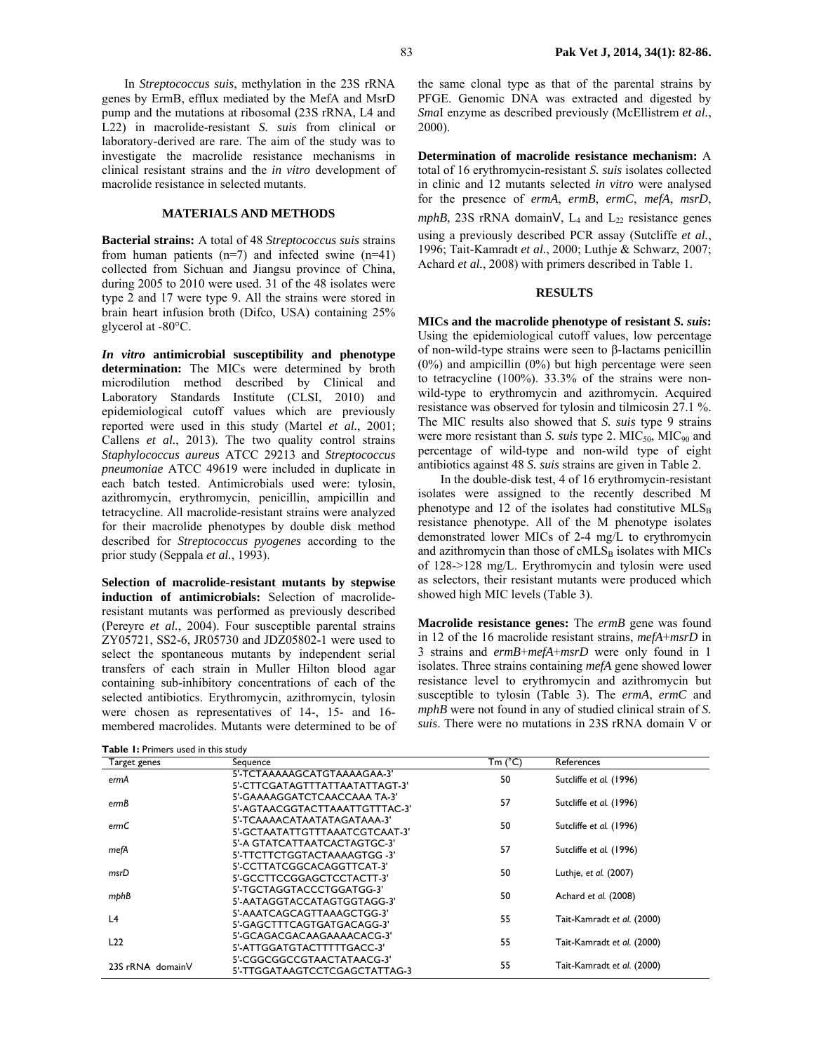In *Streptococcus suis*, methylation in the 23S rRNA genes by ErmB, efflux mediated by the MefA and MsrD pump and the mutations at ribosomal (23S rRNA, L4 and L22) in macrolide-resistant *S. suis* from clinical or laboratory-derived are rare. The aim of the study was to investigate the macrolide resistance mechanisms in clinical resistant strains and the *in vitro* development of macrolide resistance in selected mutants.

## MATERIALS AND METHODS

**Bacterial strains:** A total of 48 *Streptococcus suis* strains from human patients (n=7) and infected swine (n=41) collected from Sichuan and Jiangsu province of China, during 2005 to 2010 were used. 31 of the 48 isolates were type 2 and 17 were type 9. All the strains were stored in brain heart infusion broth (Difco, USA) containing 25% glycerol at -80°C.

***In vitro* antimicrobial susceptibility and phenotype determination:** The MICs were determined by broth microdilution method described by Clinical and Laboratory Standards Institute (CLSI, 2010) and epidemiological cutoff values which are previously reported were used in this study (Martel *et al.*, 2001; Callens *et al.*, 2013). The two quality control strains *Staphylococcus aureus* ATCC 29213 and *Streptococcus pneumoniae* ATCC 49619 were included in duplicate in each batch tested. Antimicrobials used were: tylosin, azithromycin, erythromycin, penicillin, ampicillin and tetracycline. All macrolide-resistant strains were analyzed for their macrolide phenotypes by double disk method described for *Streptococcus pyogenes* according to the prior study (Seppala *et al.*, 1993).

**Selection of macrolide-resistant mutants by stepwise induction of antimicrobials:** Selection of macrolide-resistant mutants was performed as previously described (Pereyre *et al.*, 2004). Four susceptible parental strains ZY05721, SS2-6, JR05730 and JDZ05802-1 were used to select the spontaneous mutants by independent serial transfers of each strain in Muller Hilton blood agar containing sub-inhibitory concentrations of each of the selected antibiotics. Erythromycin, azithromycin, tylosin were chosen as representatives of 14-, 15- and 16-membered macrolides. Mutants were determined to be of the same clonal type as that of the parental strains by PFGE. Genomic DNA was extracted and digested by *Sma*I enzyme as described previously (McEllistrem *et al.*, 2000).

**Determination of macrolide resistance mechanism:** A total of 16 erythromycin-resistant *S. suis* isolates collected in clinic and 12 mutants selected *in vitro* were analysed for the presence of *ermA*, *ermB*, *ermC*, *mefA*, *msrD*, *mphB*, 23S rRNA domainV, $L_4$ and $L_{22}$ resistance genes using a previously described PCR assay (Sutcliffe *et al.*, 1996; Tait-Kamradt *et al.*, 2000; Luthje & Schwarz, 2007; Achard *et al.*, 2008) with primers described in Table 1.

## RESULTS

**MICs and the macrolide phenotype of resistant *S. suis*:** Using the epidemiological cutoff values, low percentage of non-wild-type strains were seen to β-lactams penicillin (0%) and ampicillin (0%) but high percentage were seen to tetracycline (100%). 33.3% of the strains were non-wild-type to erythromycin and azithromycin. Acquired resistance was observed for tylosin and tilmicosin 27.1 %. The MIC results also showed that *S. suis* type 9 strains were more resistant than *S. suis* type 2. $MIC_{50}$, $MIC_{90}$ and percentage of wild-type and non-wild type of eight antibiotics against 48 *S. suis* strains are given in Table 2.

In the double-disk test, 4 of 16 erythromycin-resistant isolates were assigned to the recently described M phenotype and 12 of the isolates had constitutive $MLS_B$ resistance phenotype. All of the M phenotype isolates demonstrated lower MICs of 2-4 mg/L to erythromycin and azithromycin than those of $cMLS_B$ isolates with MICs of 128->128 mg/L. Erythromycin and tylosin were used as selectors, their resistant mutants were produced which showed high MIC levels (Table 3).

**Macrolide resistance genes:** The *ermB* gene was found in 12 of the 16 macrolide resistant strains, *mefA*+*msrD* in 3 strains and *ermB*+*mefA*+*msrD* were only found in 1 isolates. Three strains containing *mefA* gene showed lower resistance level to erythromycin and azithromycin but susceptible to tylosin (Table 3). The *ermA*, *ermC* and *mphB* were not found in any of studied clinical strain of *S. suis*. There were no mutations in 23S rRNA domain V or

**Table 1:** Primers used in this study

| Target genes | Sequence | Tm (°C) | References |
|---|---|---|---|
| *ermA* | 5'-TCTAAAAAGCATGTAAAAGAA-3'<br>5'-CTTCGATAGTTTATTAATATTAGT-3' | 50 | Sutcliffe *et al.* (1996) |
| *ermB* | 5'-GAAAAGGATCTCAACCAAA TA-3'<br>5'-AGTAACGGTACTTAAATTGTTTAC-3' | 57 | Sutcliffe *et al.* (1996) |
| *ermC* | 5'-TCAAAACATAATATAGATAAA-3'<br>5'-GCTAATATTGTTTAAATCGTCAAT-3' | 50 | Sutcliffe *et al.* (1996) |
| *mefA* | 5'-A GTATCATTAATCACTAGTGC-3'<br>5'-TTCTTCTGGTACTAAAAGTGG -3' | 57 | Sutcliffe *et al.* (1996) |
| *msrD* | 5'-CCTTATCGGCACAGGTTCAT-3'<br>5'-GCCTTCCGGAGCTCCTACTT-3' | 50 | Luthje, *et al.* (2007) |
| *mphB* | 5'-TGCTAGGTACCCTGGATGG-3'<br>5'-AATAGGTACCATAGTGGTAGG-3' | 50 | Achard *et al.* (2008) |
| L4 | 5'-AAATCAGCAGTTAAAGCTGG-3'<br>5'-GAGCTTTCAGTGATGACAGG-3' | 55 | Tait-Kamradt *et al.* (2000) |
| L22 | 5'-GCAGACGACAAGAAAACACG-3'<br>5'-ATTGGATGTACTTTTTGACC-3' | 55 | Tait-Kamradt *et al.* (2000) |
| 23S rRNA domainV | 5'-CGGCGGCCGTAACTATAACG-3'<br>5'-TTGGATAAGTCCTCGAGCTATTAG-3 | 55 | Tait-Kamradt *et al.* (2000) |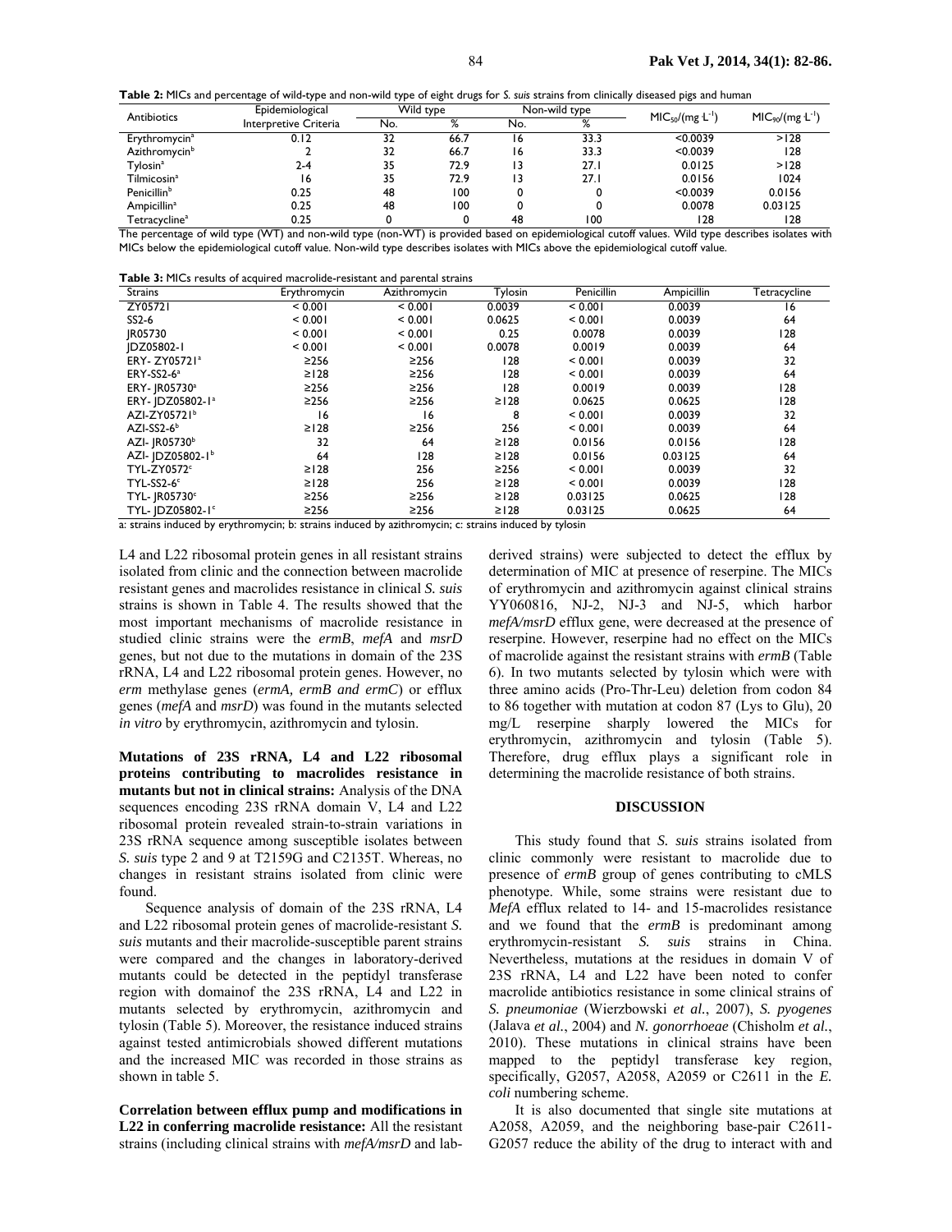**Table 2:** MICs and percentage of wild-type and non-wild type of eight drugs for *S. suis* strains from clinically diseased pigs and human

| Antibiotics | Epidemiological Interpretive Criteria | Wild type | | Non-wild type | | $MIC_{50}/(mg \cdot L^{-1})$ | $MIC_{90}/(mg \cdot L^{-1})$ |
|---|---|---|---|---|---|---|---|
| | | No. | % | No. | % | | |
| Erythromycin[a] | 0.12 | 32 | 66.7 | 16 | 33.3 | <0.0039 | >128 |
| Azithromycin[b] | 2 | 32 | 66.7 | 16 | 33.3 | <0.0039 | 128 |
| Tylosin[a] | 2-4 | 35 | 72.9 | 13 | 27.1 | 0.0125 | >128 |
| Tilmicosin[a] | 16 | 35 | 72.9 | 13 | 27.1 | 0.0156 | 1024 |
| Penicillin[b] | 0.25 | 48 | 100 | 0 | 0 | <0.0039 | 0.0156 |
| Ampicillin[a] | 0.25 | 48 | 100 | 0 | 0 | 0.0078 | 0.03125 |
| Tetracycline[a] | 0.25 | 0 | 0 | 48 | 100 | 128 | 128 |

The percentage of wild type (WT) and non-wild type (non-WT) is provided based on epidemiological cutoff values. Wild type describes isolates with MICs below the epidemiological cutoff value. Non-wild type describes isolates with MICs above the epidemiological cutoff value.

**Table 3:** MICs results of acquired macrolide-resistant and parental strains

| Strains | Erythromycin | Azithromycin | Tylosin | Penicillin | Ampicillin | Tetracycline |
|---|---|---|---|---|---|---|
| ZY05721 | < 0.001 | < 0.001 | 0.0039 | < 0.001 | 0.0039 | 16 |
| SS2-6 | < 0.001 | < 0.001 | 0.0625 | < 0.001 | 0.0039 | 64 |
| JR05730 | < 0.001 | < 0.001 | 0.25 | 0.0078 | 0.0039 | 128 |
| JDZ05802-1 | < 0.001 | < 0.001 | 0.0078 | 0.0019 | 0.0039 | 64 |
| ERY- ZY05721[a] | ≥256 | ≥256 | 128 | < 0.001 | 0.0039 | 32 |
| ERY-SS2-6[a] | ≥128 | ≥128 | 128 | < 0.001 | 0.0039 | 64 |
| ERY- JR05730[a] | ≥256 | ≥256 | 128 | 0.0019 | 0.0039 | 128 |
| ERY- JDZ05802-1[a] | ≥256 | ≥256 | ≥128 | 0.0625 | 0.0625 | 128 |
| AZI-ZY05721[b] | 16 | 16 | 8 | < 0.001 | 0.0039 | 32 |
| AZI-SS2-6[b] | ≥128 | ≥256 | 256 | < 0.001 | 0.0039 | 64 |
| AZI- JR05730[b] | 32 | 64 | ≥128 | 0.0156 | 0.0156 | 128 |
| AZI- JDZ05802-1[b] | 64 | 128 | ≥128 | 0.0156 | 0.03125 | 64 |
| TYL-ZY0572[c] | ≥128 | 256 | ≥256 | < 0.001 | 0.0039 | 32 |
| TYL-SS2-6[c] | ≥128 | 256 | ≥128 | < 0.001 | 0.0039 | 128 |
| TYL- JR05730[c] | ≥256 | ≥256 | ≥128 | 0.03125 | 0.0625 | 128 |
| TYL- JDZ05802-1[c] | ≥256 | ≥256 | ≥128 | 0.03125 | 0.0625 | 64 |

a: strains induced by erythromycin; b: strains induced by azithromycin; c: strains induced by tylosin

L4 and L22 ribosomal protein genes in all resistant strains isolated from clinic and the connection between macrolide resistant genes and macrolides resistance in clinical *S. suis* strains is shown in Table 4. The results showed that the most important mechanisms of macrolide resistance in studied clinic strains were the *ermB*, *mefA* and *msrD* genes, but not due to the mutations in domain of the 23S rRNA, L4 and L22 ribosomal protein genes. However, no *erm* methylase genes (*ermA, ermB and ermC*) or efflux genes (*mefA* and *msrD*) was found in the mutants selected *in vitro* by erythromycin, azithromycin and tylosin.

**Mutations of 23S rRNA, L4 and L22 ribosomal proteins contributing to macrolides resistance in mutants but not in clinical strains:** Analysis of the DNA sequences encoding 23S rRNA domain V, L4 and L22 ribosomal protein revealed strain-to-strain variations in 23S rRNA sequence among susceptible isolates between *S. suis* type 2 and 9 at T2159G and C2135T. Whereas, no changes in resistant strains isolated from clinic were found.

Sequence analysis of domain of the 23S rRNA, L4 and L22 ribosomal protein genes of macrolide-resistant *S. suis* mutants and their macrolide-susceptible parent strains were compared and the changes in laboratory-derived mutants could be detected in the peptidyl transferase region with domainof the 23S rRNA, L4 and L22 in mutants selected by erythromycin, azithromycin and tylosin (Table 5). Moreover, the resistance induced strains against tested antimicrobials showed different mutations and the increased MIC was recorded in those strains as shown in table 5.

**Correlation between efflux pump and modifications in L22 in conferring macrolide resistance:** All the resistant strains (including clinical strains with *mefA/msrD* and lab-derived strains) were subjected to detect the efflux by determination of MIC at presence of reserpine. The MICs of erythromycin and azithromycin against clinical strains YY060816, NJ-2, NJ-3 and NJ-5, which harbor *mefA/msrD* efflux gene, were decreased at the presence of reserpine. However, reserpine had no effect on the MICs of macrolide against the resistant strains with *ermB* (Table 6). In two mutants selected by tylosin which were with three amino acids (Pro-Thr-Leu) deletion from codon 84 to 86 together with mutation at codon 87 (Lys to Glu), 20 mg/L reserpine sharply lowered the MICs for erythromycin, azithromycin and tylosin (Table 5). Therefore, drug efflux plays a significant role in determining the macrolide resistance of both strains.

## DISCUSSION

This study found that *S. suis* strains isolated from clinic commonly were resistant to macrolide due to presence of *ermB* group of genes contributing to cMLS phenotype. While, some strains were resistant due to *MefA* efflux related to 14- and 15-macrolides resistance and we found that the *ermB* is predominant among erythromycin-resistant *S. suis* strains in China. Nevertheless, mutations at the residues in domain V of 23S rRNA, L4 and L22 have been noted to confer macrolide antibiotics resistance in some clinical strains of *S. pneumoniae* (Wierzbowski *et al.*, 2007), *S. pyogenes* (Jalava *et al.*, 2004) and *N. gonorrhoeae* (Chisholm *et al.*, 2010). These mutations in clinical strains have been mapped to the peptidyl transferase key region, specifically, G2057, A2058, A2059 or C2611 in the *E. coli* numbering scheme.

It is also documented that single site mutations at A2058, A2059, and the neighboring base-pair C2611-G2057 reduce the ability of the drug to interact with and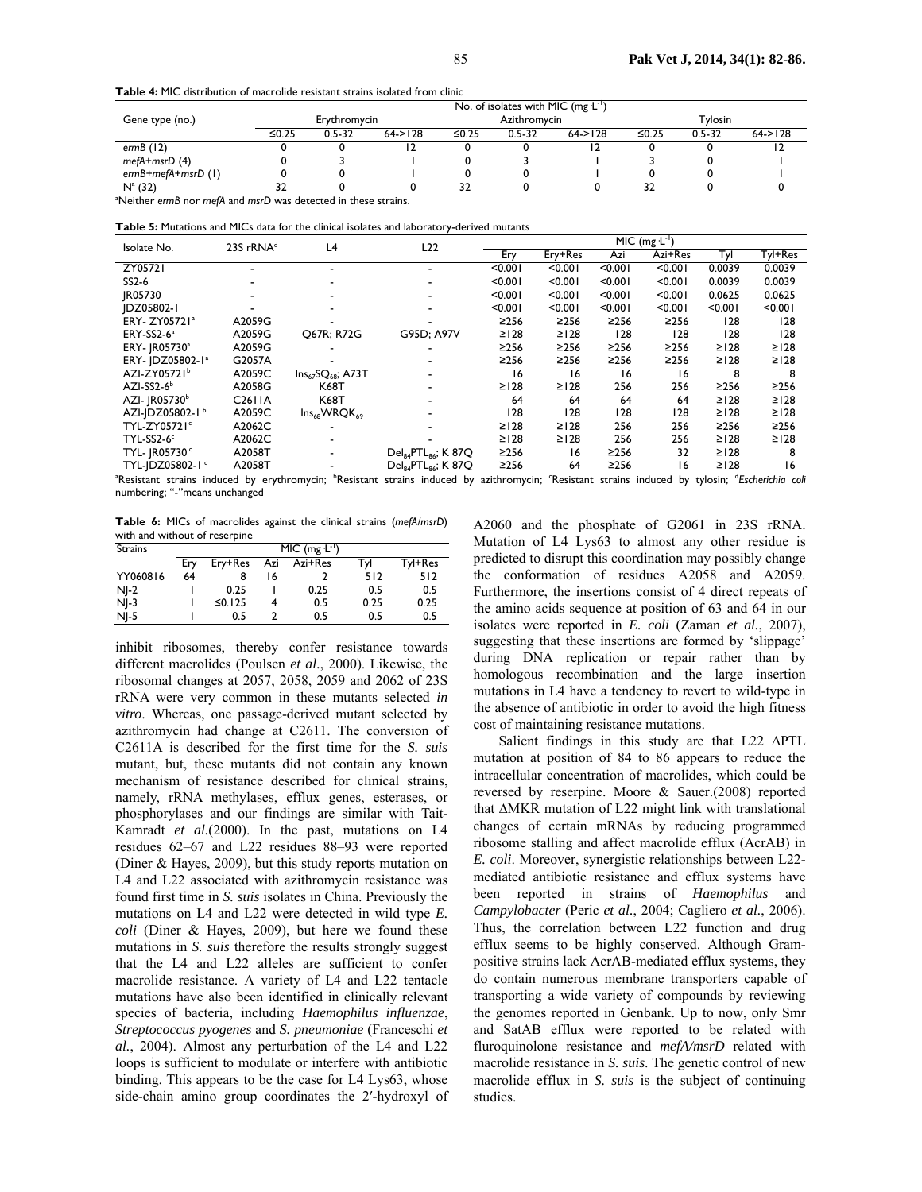**Table 4:** MIC distribution of macrolide resistant strains isolated from clinic

| Gene type (no.) | No. of isolates with MIC (mg L⁻¹) | | | | | | | | |
|---|---|---|---|---|---|---|---|---|---|
| | Erythromycin | | | Azithromycin | | | Tylosin | | |
| | ≤0.25 | 0.5-32 | 64->128 | ≤0.25 | 0.5-32 | 64->128 | ≤0.25 | 0.5-32 | 64->128 |
| *ermB* (12) | 0 | 0 | 12 | 0 | 0 | 12 | 0 | 0 | 12 |
| *mefA+msrD* (4) | 0 | 3 | 1 | 0 | 3 | 1 | 3 | 0 | 1 |
| *ermB+mefA+msrD* (1) | 0 | 0 | 1 | 0 | 0 | 1 | 0 | 0 | 1 |
| N[a] (32) | 32 | 0 | 0 | 32 | 0 | 0 | 32 | 0 | 0 |

[a]Neither *ermB* nor *mefA* and *msrD* was detected in these strains.

**Table 5:** Mutations and MICs data for the clinical isolates and laboratory-derived mutants

| Isolate No. | 23S rRNA[d] | L4 | L22 | MIC (mg L⁻¹) | | | | | |
|---|---|---|---|---|---|---|---|---|---|
| | | | | Ery | Ery+Res | Azi | Azi+Res | Tyl | Tyl+Res |
| ZY05721 | - | - | - | <0.001 | <0.001 | <0.001 | <0.001 | 0.0039 | 0.0039 |
| SS2-6 | - | - | - | <0.001 | <0.001 | <0.001 | <0.001 | 0.0039 | 0.0039 |
| JR05730 | - | - | - | <0.001 | <0.001 | <0.001 | <0.001 | 0.0625 | 0.0625 |
| JDZ05802-1 | - | - | - | <0.001 | <0.001 | <0.001 | <0.001 | <0.001 | <0.001 |
| ERY- ZY05721[a] | A2059G | - | - | ≥256 | ≥256 | ≥256 | ≥256 | 128 | 128 |
| ERY-SS2-6[a] | A2059G | Q67R; R72G | G95D; A97V | ≥128 | ≥128 | 128 | 128 | 128 | 128 |
| ERY- JR05730[a] | A2059G | - | - | ≥256 | ≥256 | ≥256 | ≥256 | ≥128 | ≥128 |
| ERY- JDZ05802-1[a] | G2057A | - | - | ≥256 | ≥256 | ≥256 | ≥256 | ≥128 | ≥128 |
| AZI-ZY05721[b] | A2059C | $Ins_{67}SQ_{68}$; A73T | - | 16 | 16 | 16 | 16 | 8 | 8 |
| AZI-SS2-6[b] | A2058G | K68T | - | ≥128 | ≥128 | 256 | 256 | ≥256 | ≥256 |
| AZI- JR05730[b] | C2611A | K68T | - | 64 | 64 | 64 | 64 | ≥128 | ≥128 |
| AZI-JDZ05802-1[b] | A2059C | $Ins_{68}WRQK_{69}$ | - | 128 | 128 | 128 | 128 | ≥128 | ≥128 |
| TYL-ZY05721[c] | A2062C | - | - | ≥128 | ≥128 | 256 | 256 | ≥256 | ≥256 |
| TYL-SS2-6[c] | A2062C | - | - | ≥128 | ≥128 | 256 | 256 | ≥128 | ≥128 |
| TYL- JR05730[c] | A2058T | - | $Del_{84}PTL_{86}$; K 87Q | ≥256 | 16 | ≥256 | 32 | ≥128 | 8 |
| TYL-JDZ05802-1[c] | A2058T | - | $Del_{84}PTL_{86}$; K 87Q | ≥256 | 64 | ≥256 | 16 | ≥128 | 16 |

[a]Resistant strains induced by erythromycin; [b]Resistant strains induced by azithromycin; [c]Resistant strains induced by tylosin; [d]*Escherichia coli* numbering; "-"means unchanged

**Table 6:** MICs of macrolides against the clinical strains (*mefA/msrD*) with and without of reserpine

| Strains | MIC (mg L⁻¹) | | | | | |
|---|---|---|---|---|---|---|
| | Ery | Ery+Res | Azi | Azi+Res | Tyl | Tyl+Res |
| YY060816 | 64 | 8 | 16 | 2 | 512 | 512 |
| NJ-2 | 1 | 0.25 | 1 | 0.25 | 0.5 | 0.5 |
| NJ-3 | 1 | ≤0.125 | 4 | 0.5 | 0.25 | 0.25 |
| NJ-5 | 1 | 0.5 | 2 | 0.5 | 0.5 | 0.5 |

inhibit ribosomes, thereby confer resistance towards different macrolides (Poulsen *et al.*, 2000). Likewise, the ribosomal changes at 2057, 2058, 2059 and 2062 of 23S rRNA were very common in these mutants selected *in vitro*. Whereas, one passage-derived mutant selected by azithromycin had change at C2611. The conversion of C2611A is described for the first time for the *S. suis* mutant, but, these mutants did not contain any known mechanism of resistance described for clinical strains, namely, rRNA methylases, efflux genes, esterases, or phosphorylases and our findings are similar with Tait-Kamradt *et al.*(2000). In the past, mutations on L4 residues 62–67 and L22 residues 88–93 were reported (Diner & Hayes, 2009), but this study reports mutation on L4 and L22 associated with azithromycin resistance was found first time in *S. suis* isolates in China. Previously the mutations on L4 and L22 were detected in wild type *E. coli* (Diner & Hayes, 2009), but here we found these mutations in *S. suis* therefore the results strongly suggest that the L4 and L22 alleles are sufficient to confer macrolide resistance. A variety of L4 and L22 tentacle mutations have also been identified in clinically relevant species of bacteria, including *Haemophilus influenzae*, *Streptococcus pyogenes* and *S. pneumoniae* (Franceschi *et al.*, 2004). Almost any perturbation of the L4 and L22 loops is sufficient to modulate or interfere with antibiotic binding. This appears to be the case for L4 Lys63, whose side-chain amino group coordinates the 2′-hydroxyl of A2060 and the phosphate of G2061 in 23S rRNA. Mutation of L4 Lys63 to almost any other residue is predicted to disrupt this coordination may possibly change the conformation of residues A2058 and A2059. Furthermore, the insertions consist of 4 direct repeats of the amino acids sequence at position of 63 and 64 in our isolates were reported in *E. coli* (Zaman *et al.*, 2007), suggesting that these insertions are formed by 'slippage' during DNA replication or repair rather than by homologous recombination and the large insertion mutations in L4 have a tendency to revert to wild-type in the absence of antibiotic in order to avoid the high fitness cost of maintaining resistance mutations.

Salient findings in this study are that L22 ΔPTL mutation at position of 84 to 86 appears to reduce the intracellular concentration of macrolides, which could be reversed by reserpine. Moore & Sauer.(2008) reported that ΔMKR mutation of L22 might link with translational changes of certain mRNAs by reducing programmed ribosome stalling and affect macrolide efflux (AcrAB) in *E. coli*. Moreover, synergistic relationships between L22-mediated antibiotic resistance and efflux systems have been reported in strains of *Haemophilus* and *Campylobacter* (Peric *et al.*, 2004; Cagliero *et al.*, 2006). Thus, the correlation between L22 function and drug efflux seems to be highly conserved. Although Gram-positive strains lack AcrAB-mediated efflux systems, they do contain numerous membrane transporters capable of transporting a wide variety of compounds by reviewing the genomes reported in Genbank. Up to now, only Smr and SatAB efflux were reported to be related with fluroquinolone resistance and *mefA/msrD* related with macrolide resistance in *S. suis*. The genetic control of new macrolide efflux in *S. suis* is the subject of continuing studies.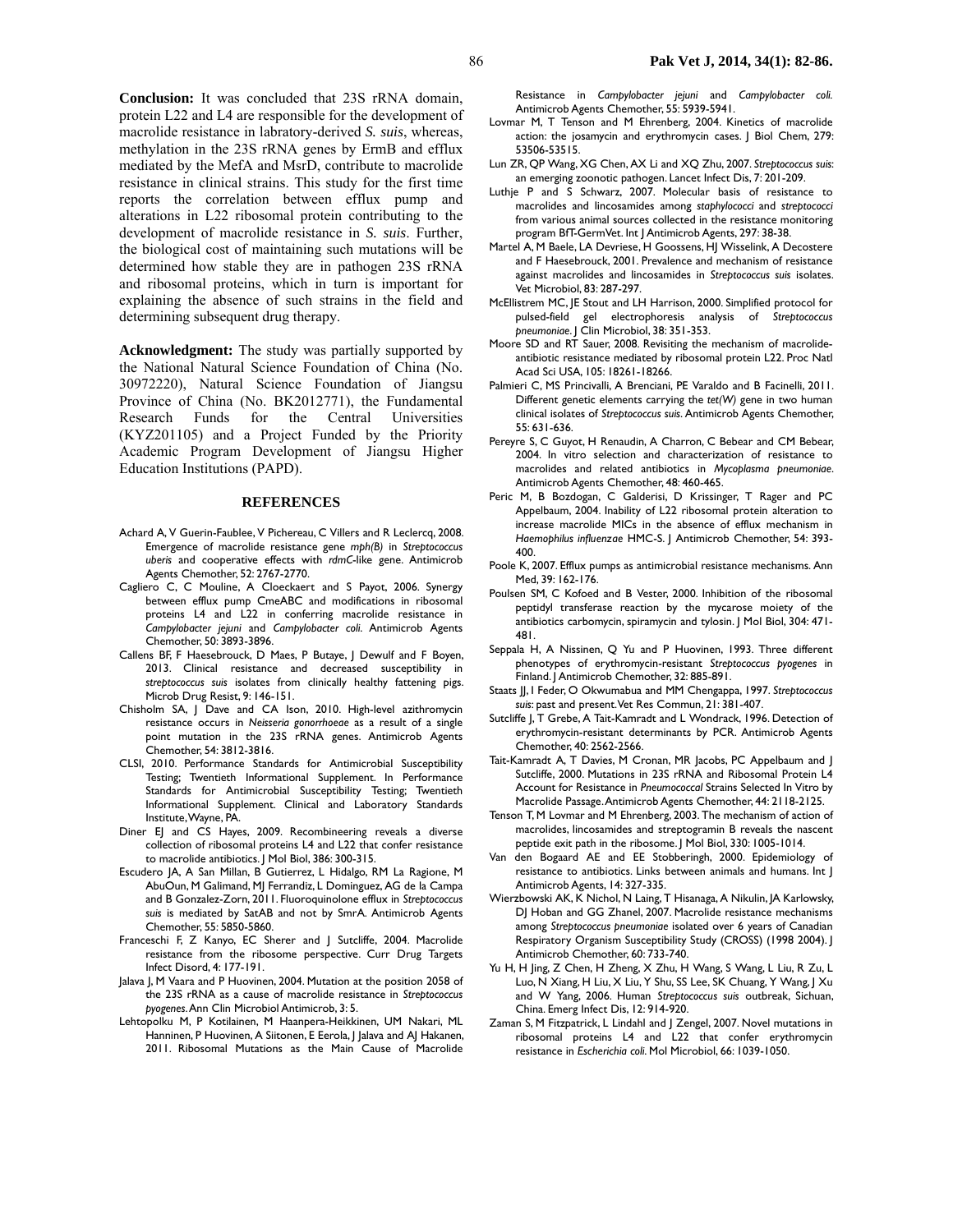**Conclusion:** It was concluded that 23S rRNA domain, protein L22 and L4 are responsible for the development of macrolide resistance in labratory-derived *S. suis*, whereas, methylation in the 23S rRNA genes by ErmB and efflux mediated by the MefA and MsrD, contribute to macrolide resistance in clinical strains. This study for the first time reports the correlation between efflux pump and alterations in L22 ribosomal protein contributing to the development of macrolide resistance in *S. suis*. Further, the biological cost of maintaining such mutations will be determined how stable they are in pathogen 23S rRNA and ribosomal proteins, which in turn is important for explaining the absence of such strains in the field and determining subsequent drug therapy.

**Acknowledgment:** The study was partially supported by the National Natural Science Foundation of China (No. 30972220), Natural Science Foundation of Jiangsu Province of China (No. BK2012771), the Fundamental Research Funds for the Central Universities (KYZ201105) and a Project Funded by the Priority Academic Program Development of Jiangsu Higher Education Institutions (PAPD).

## REFERENCES

Achard A, V Guerin-Faublee, V Pichereau, C Villers and R Leclercq, 2008. Emergence of macrolide resistance gene *mph(B)* in *Streptococcus uberis* and cooperative effects with *rdmC*-like gene. Antimicrob Agents Chemother, 52: 2767-2770.

Cagliero C, C Mouline, A Cloeckaert and S Payot, 2006. Synergy between efflux pump CmeABC and modifications in ribosomal proteins L4 and L22 in conferring macrolide resistance in *Campylobacter jejuni* and *Campylobacter coli*. Antimicrob Agents Chemother, 50: 3893-3896.

Callens BF, F Haesebrouck, D Maes, P Butaye, J Dewulf and F Boyen, 2013. Clinical resistance and decreased susceptibility in *streptococcus suis* isolates from clinically healthy fattening pigs. Microb Drug Resist, 9: 146-151.

Chisholm SA, J Dave and CA Ison, 2010. High-level azithromycin resistance occurs in *Neisseria gonorrhoeae* as a result of a single point mutation in the 23S rRNA genes. Antimicrob Agents Chemother, 54: 3812-3816.

CLSI, 2010. Performance Standards for Antimicrobial Susceptibility Testing; Twentieth Informational Supplement. In Performance Standards for Antimicrobial Susceptibility Testing; Twentieth Informational Supplement. Clinical and Laboratory Standards Institute, Wayne, PA.

Diner EJ and CS Hayes, 2009. Recombineering reveals a diverse collection of ribosomal proteins L4 and L22 that confer resistance to macrolide antibiotics. J Mol Biol, 386: 300-315.

Escudero JA, A San Millan, B Gutierrez, L Hidalgo, RM La Ragione, M AbuOun, M Galimand, MJ Ferrandiz, L Dominguez, AG de la Campa and B Gonzalez-Zorn, 2011. Fluoroquinolone efflux in *Streptococcus suis* is mediated by SatAB and not by SmrA. Antimicrob Agents Chemother, 55: 5850-5860.

Franceschi F, Z Kanyo, EC Sherer and J Sutcliffe, 2004. Macrolide resistance from the ribosome perspective. Curr Drug Targets Infect Disord, 4: 177-191.

Jalava J, M Vaara and P Huovinen, 2004. Mutation at the position 2058 of the 23S rRNA as a cause of macrolide resistance in *Streptococcus pyogenes*. Ann Clin Microbiol Antimicrob, 3: 5.

Lehtopolku M, P Kotilainen, M Haanpera-Heikkinen, UM Nakari, ML Hanninen, P Huovinen, A Siitonen, E Eerola, J Jalava and AJ Hakanen, 2011. Ribosomal Mutations as the Main Cause of Macrolide Resistance in *Campylobacter jejuni* and *Campylobacter coli*. Antimicrob Agents Chemother, 55: 5939-5941.

Lovmar M, T Tenson and M Ehrenberg, 2004. Kinetics of macrolide action: the josamycin and erythromycin cases. J Biol Chem, 279: 53506-53515.

Lun ZR, QP Wang, XG Chen, AX Li and XQ Zhu, 2007. *Streptococcus suis*: an emerging zoonotic pathogen. Lancet Infect Dis, 7: 201-209.

Luthje P and S Schwarz, 2007. Molecular basis of resistance to macrolides and lincosamides among *staphylococci* and *streptococci* from various animal sources collected in the resistance monitoring program BfT-GermVet. Int J Antimicrob Agents, 297: 38-38.

Martel A, M Baele, LA Devriese, H Goossens, HJ Wisselink, A Decostere and F Haesebrouck, 2001. Prevalence and mechanism of resistance against macrolides and lincosamides in *Streptococcus suis* isolates. Vet Microbiol, 83: 287-297.

McEllistrem MC, JE Stout and LH Harrison, 2000. Simplified protocol for pulsed-field gel electrophoresis analysis of *Streptococcus pneumoniae*. J Clin Microbiol, 38: 351-353.

Moore SD and RT Sauer, 2008. Revisiting the mechanism of macrolide-antibiotic resistance mediated by ribosomal protein L22. Proc Natl Acad Sci USA, 105: 18261-18266.

Palmieri C, MS Princivalli, A Brenciani, PE Varaldo and B Facinelli, 2011. Different genetic elements carrying the *tet(W)* gene in two human clinical isolates of *Streptococcus suis*. Antimicrob Agents Chemother, 55: 631-636.

Pereyre S, C Guyot, H Renaudin, A Charron, C Bebear and CM Bebear, 2004. In vitro selection and characterization of resistance to macrolides and related antibiotics in *Mycoplasma pneumoniae*. Antimicrob Agents Chemother, 48: 460-465.

Peric M, B Bozdogan, C Galderisi, D Krissinger, T Rager and PC Appelbaum, 2004. Inability of L22 ribosomal protein alteration to increase macrolide MICs in the absence of efflux mechanism in *Haemophilus influenzae* HMC-S. J Antimicrob Chemother, 54: 393-400.

Poole K, 2007. Efflux pumps as antimicrobial resistance mechanisms. Ann Med, 39: 162-176.

Poulsen SM, C Kofoed and B Vester, 2000. Inhibition of the ribosomal peptidyl transferase reaction by the mycarose moiety of the antibiotics carbomycin, spiramycin and tylosin. J Mol Biol, 304: 471-481.

Seppala H, A Nissinen, Q Yu and P Huovinen, 1993. Three different phenotypes of erythromycin-resistant *Streptococcus pyogenes* in Finland. J Antimicrob Chemother, 32: 885-891.

Staats JJ, I Feder, O Okwumabua and MM Chengappa, 1997. *Streptococcus suis*: past and present. Vet Res Commun, 21: 381-407.

Sutcliffe J, T Grebe, A Tait-Kamradt and L Wondrack, 1996. Detection of erythromycin-resistant determinants by PCR. Antimicrob Agents Chemother, 40: 2562-2566.

Tait-Kamradt A, T Davies, M Cronan, MR Jacobs, PC Appelbaum and J Sutcliffe, 2000. Mutations in 23S rRNA and Ribosomal Protein L4 Account for Resistance in *Pneumococcal* Strains Selected In Vitro by Macrolide Passage. Antimicrob Agents Chemother, 44: 2118-2125.

Tenson T, M Lovmar and M Ehrenberg, 2003. The mechanism of action of macrolides, lincosamides and streptogramin B reveals the nascent peptide exit path in the ribosome. J Mol Biol, 330: 1005-1014.

Van den Bogaard AE and EE Stobberingh, 2000. Epidemiology of resistance to antibiotics. Links between animals and humans. Int J Antimicrob Agents, 14: 327-335.

Wierzbowski AK, K Nichol, N Laing, T Hisanaga, A Nikulin, JA Karlowsky, DJ Hoban and GG Zhanel, 2007. Macrolide resistance mechanisms among *Streptococcus pneumoniae* isolated over 6 years of Canadian Respiratory Organism Susceptibility Study (CROSS) (1998 2004). J Antimicrob Chemother, 60: 733-740.

Yu H, H Jing, Z Chen, H Zheng, X Zhu, H Wang, S Wang, L Liu, R Zu, L Luo, N Xiang, H Liu, X Liu, Y Shu, SS Lee, SK Chuang, Y Wang, J Xu and W Yang, 2006. Human *Streptococcus suis* outbreak, Sichuan, China. Emerg Infect Dis, 12: 914-920.

Zaman S, M Fitzpatrick, L Lindahl and J Zengel, 2007. Novel mutations in ribosomal proteins L4 and L22 that confer erythromycin resistance in *Escherichia coli*. Mol Microbiol, 66: 1039-1050.